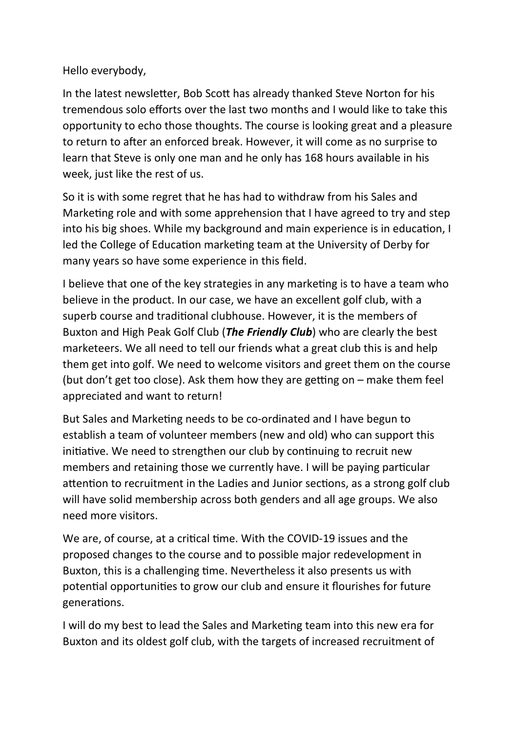Hello everybody,

In the latest newsletter, Bob Scott has already thanked Steve Norton for his tremendous solo efforts over the last two months and I would like to take this opportunity to echo those thoughts. The course is looking great and a pleasure to return to after an enforced break. However, it will come as no surprise to learn that Steve is only one man and he only has 168 hours available in his week, just like the rest of us.

So it is with some regret that he has had to withdraw from his Sales and Marketing role and with some apprehension that I have agreed to try and step into his big shoes. While my background and main experience is in education, I led the College of Education marketing team at the University of Derby for many years so have some experience in this field.

I believe that one of the key strategies in any marketing is to have a team who believe in the product. In our case, we have an excellent golf club, with a superb course and traditional clubhouse. However, it is the members of Buxton and High Peak Golf Club (***The Friendly Club***) who are clearly the best marketeers. We all need to tell our friends what a great club this is and help them get into golf. We need to welcome visitors and greet them on the course (but don't get too close). Ask them how they are getting on – make them feel appreciated and want to return!

But Sales and Marketing needs to be co-ordinated and I have begun to establish a team of volunteer members (new and old) who can support this initiative. We need to strengthen our club by continuing to recruit new members and retaining those we currently have. I will be paying particular attention to recruitment in the Ladies and Junior sections, as a strong golf club will have solid membership across both genders and all age groups. We also need more visitors.

We are, of course, at a critical time. With the COVID-19 issues and the proposed changes to the course and to possible major redevelopment in Buxton, this is a challenging time. Nevertheless it also presents us with potential opportunities to grow our club and ensure it flourishes for future generations.

I will do my best to lead the Sales and Marketing team into this new era for Buxton and its oldest golf club, with the targets of increased recruitment of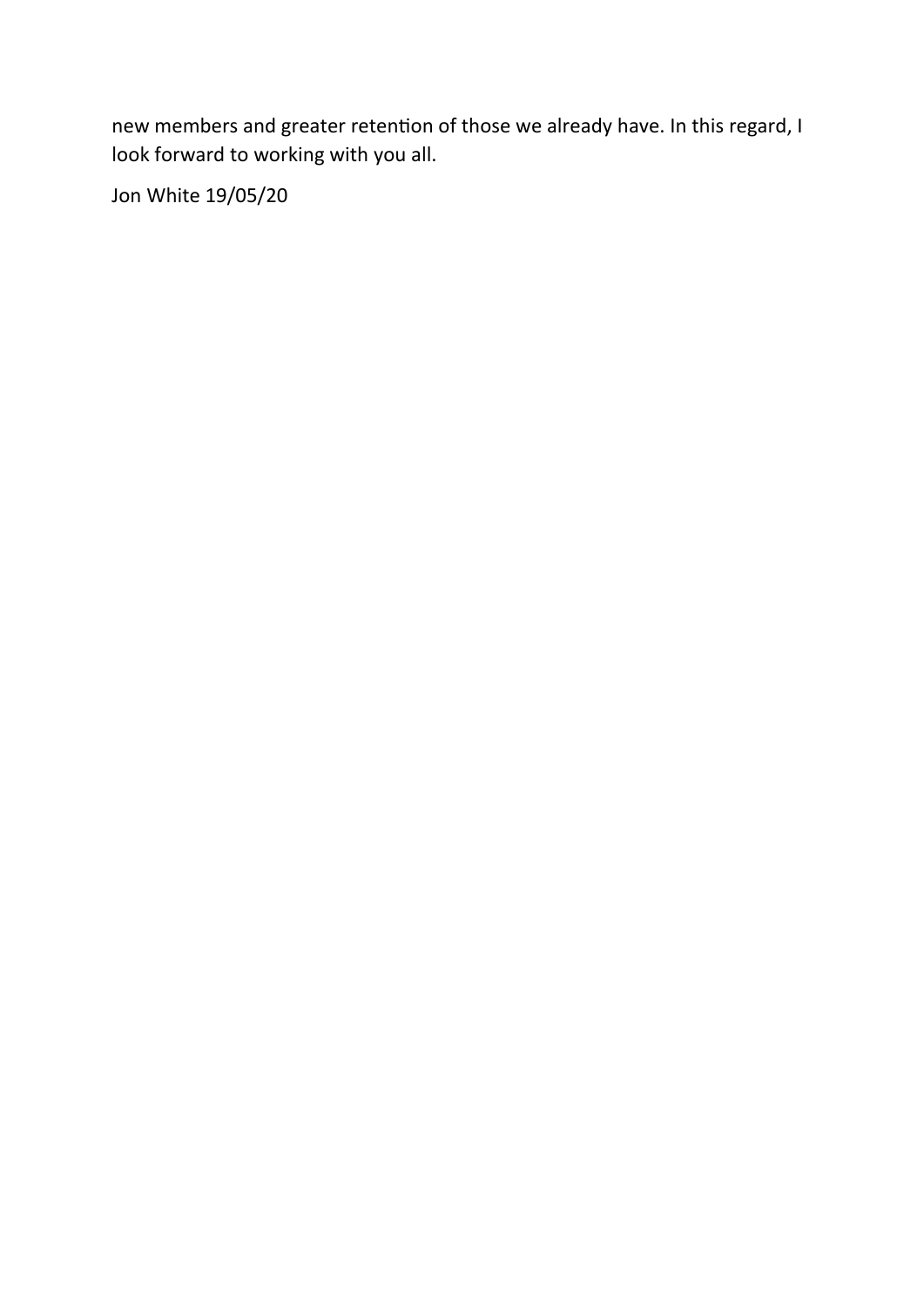new members and greater retention of those we already have. In this regard, I look forward to working with you all.

Jon White 19/05/20